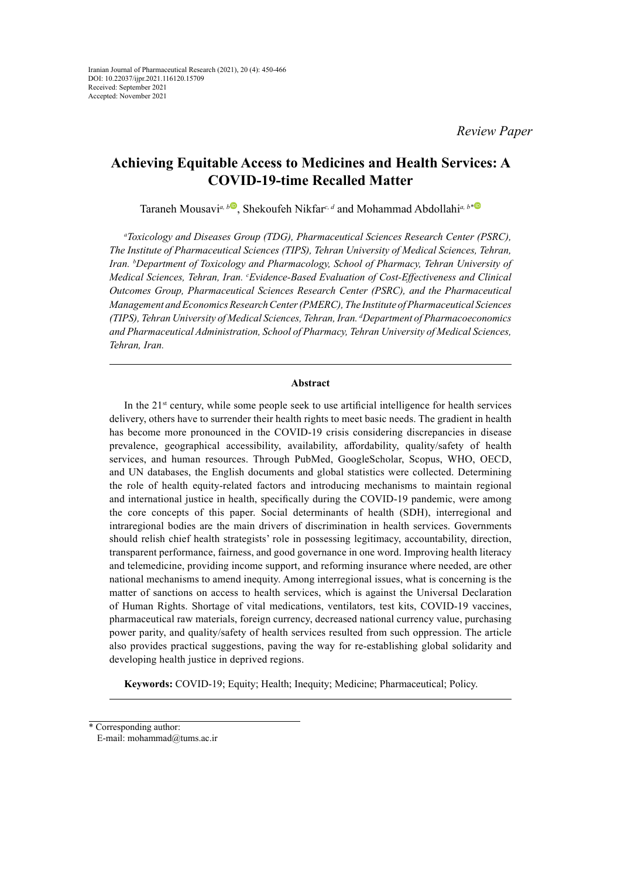Iranian Journal of Pharmaceutical Research (2021), 20 (4): 450-466
DOI: 10.22037/ijpr.2021.116120.15709
Received: September 2021
Accepted: November 2021

*Review Paper*

# Achieving Equitable Access to Medicines and Health Services: A COVID-19-time Recalled Matter

Taraneh Mousavi[a, b], Shekoufeh Nikfar[c, d] and Mohammad Abdollahi[a, b*]

*[a]Toxicology and Diseases Group (TDG), Pharmaceutical Sciences Research Center (PSRC), The Institute of Pharmaceutical Sciences (TIPS), Tehran University of Medical Sciences, Tehran, Iran. [b]Department of Toxicology and Pharmacology, School of Pharmacy, Tehran University of Medical Sciences, Tehran, Iran. [c]Evidence-Based Evaluation of Cost-Effectiveness and Clinical Outcomes Group, Pharmaceutical Sciences Research Center (PSRC), and the Pharmaceutical Management and Economics Research Center (PMERC), The Institute of Pharmaceutical Sciences (TIPS), Tehran University of Medical Sciences, Tehran, Iran. [d]Department of Pharmacoeconomics and Pharmaceutical Administration, School of Pharmacy, Tehran University of Medical Sciences, Tehran, Iran.*

## Abstract

In the 21st century, while some people seek to use artificial intelligence for health services delivery, others have to surrender their health rights to meet basic needs. The gradient in health has become more pronounced in the COVID-19 crisis considering discrepancies in disease prevalence, geographical accessibility, availability, affordability, quality/safety of health services, and human resources. Through PubMed, GoogleScholar, Scopus, WHO, OECD, and UN databases, the English documents and global statistics were collected. Determining the role of health equity-related factors and introducing mechanisms to maintain regional and international justice in health, specifically during the COVID-19 pandemic, were among the core concepts of this paper. Social determinants of health (SDH), interregional and intraregional bodies are the main drivers of discrimination in health services. Governments should relish chief health strategists' role in possessing legitimacy, accountability, direction, transparent performance, fairness, and good governance in one word. Improving health literacy and telemedicine, providing income support, and reforming insurance where needed, are other national mechanisms to amend inequity. Among interregional issues, what is concerning is the matter of sanctions on access to health services, which is against the Universal Declaration of Human Rights. Shortage of vital medications, ventilators, test kits, COVID-19 vaccines, pharmaceutical raw materials, foreign currency, decreased national currency value, purchasing power parity, and quality/safety of health services resulted from such oppression. The article also provides practical suggestions, paving the way for re-establishing global solidarity and developing health justice in deprived regions.

**Keywords:** COVID-19; Equity; Health; Inequity; Medicine; Pharmaceutical; Policy.

---

\* Corresponding author:
E-mail: mohammad@tums.ac.ir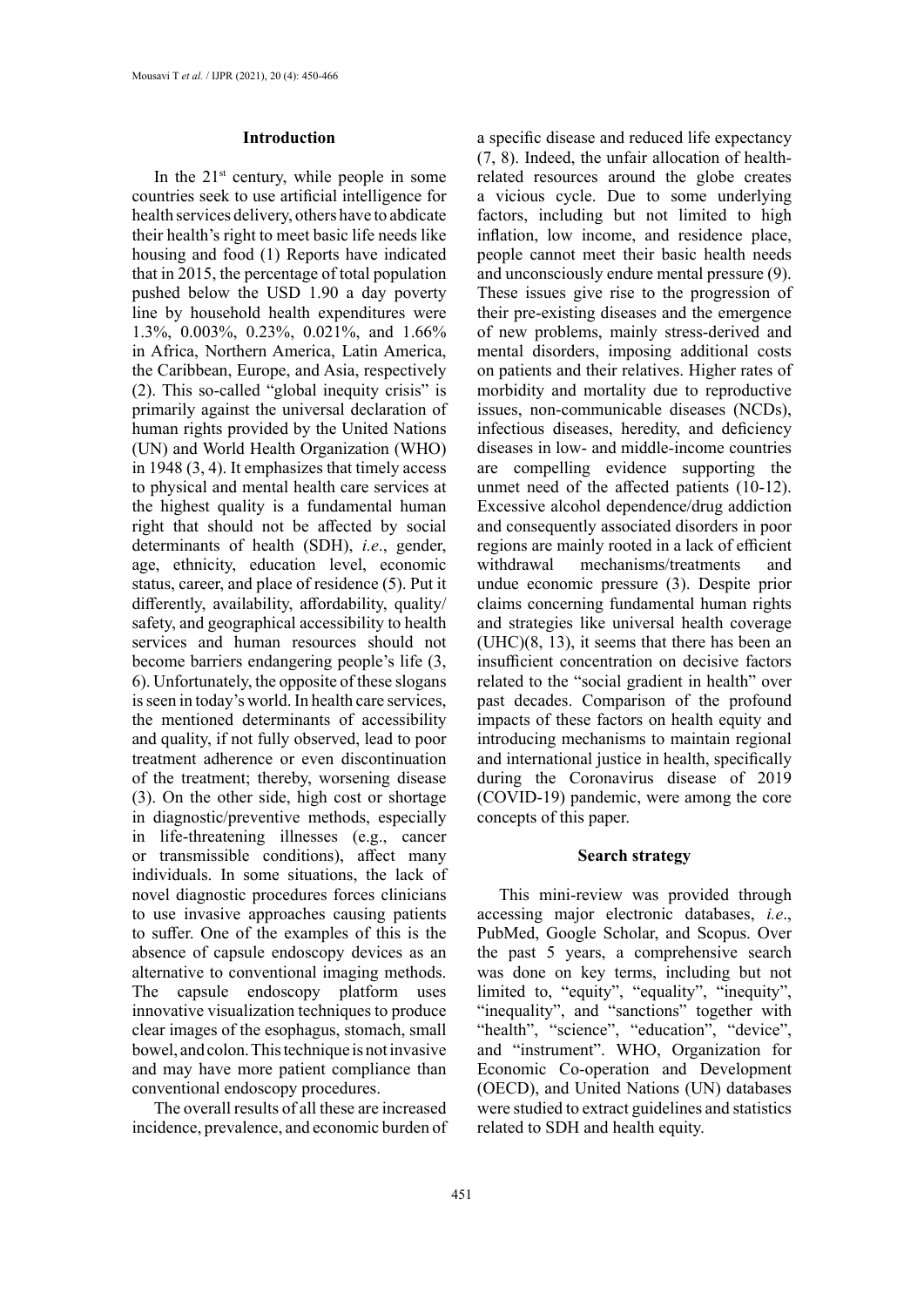## Introduction

In the 21st century, while people in some countries seek to use artificial intelligence for health services delivery, others have to abdicate their health's right to meet basic life needs like housing and food (1) Reports have indicated that in 2015, the percentage of total population pushed below the USD 1.90 a day poverty line by household health expenditures were 1.3%, 0.003%, 0.23%, 0.021%, and 1.66% in Africa, Northern America, Latin America, the Caribbean, Europe, and Asia, respectively (2). This so-called "global inequity crisis" is primarily against the universal declaration of human rights provided by the United Nations (UN) and World Health Organization (WHO) in 1948 (3, 4). It emphasizes that timely access to physical and mental health care services at the highest quality is a fundamental human right that should not be affected by social determinants of health (SDH), *i.e*., gender, age, ethnicity, education level, economic status, career, and place of residence (5). Put it differently, availability, affordability, quality/safety, and geographical accessibility to health services and human resources should not become barriers endangering people's life (3, 6). Unfortunately, the opposite of these slogans is seen in today's world. In health care services, the mentioned determinants of accessibility and quality, if not fully observed, lead to poor treatment adherence or even discontinuation of the treatment; thereby, worsening disease (3). On the other side, high cost or shortage in diagnostic/preventive methods, especially in life-threatening illnesses (e.g., cancer or transmissible conditions), affect many individuals. In some situations, the lack of novel diagnostic procedures forces clinicians to use invasive approaches causing patients to suffer. One of the examples of this is the absence of capsule endoscopy devices as an alternative to conventional imaging methods. The capsule endoscopy platform uses innovative visualization techniques to produce clear images of the esophagus, stomach, small bowel, and colon. This technique is not invasive and may have more patient compliance than conventional endoscopy procedures.

The overall results of all these are increased incidence, prevalence, and economic burden of a specific disease and reduced life expectancy (7, 8). Indeed, the unfair allocation of health-related resources around the globe creates a vicious cycle. Due to some underlying factors, including but not limited to high inflation, low income, and residence place, people cannot meet their basic health needs and unconsciously endure mental pressure (9). These issues give rise to the progression of their pre-existing diseases and the emergence of new problems, mainly stress-derived and mental disorders, imposing additional costs on patients and their relatives. Higher rates of morbidity and mortality due to reproductive issues, non-communicable diseases (NCDs), infectious diseases, heredity, and deficiency diseases in low- and middle-income countries are compelling evidence supporting the unmet need of the affected patients (10-12). Excessive alcohol dependence/drug addiction and consequently associated disorders in poor regions are mainly rooted in a lack of efficient withdrawal mechanisms/treatments and undue economic pressure (3). Despite prior claims concerning fundamental human rights and strategies like universal health coverage (UHC)(8, 13), it seems that there has been an insufficient concentration on decisive factors related to the "social gradient in health" over past decades. Comparison of the profound impacts of these factors on health equity and introducing mechanisms to maintain regional and international justice in health, specifically during the Coronavirus disease of 2019 (COVID-19) pandemic, were among the core concepts of this paper.

## Search strategy

This mini-review was provided through accessing major electronic databases, *i.e*., PubMed, Google Scholar, and Scopus. Over the past 5 years, a comprehensive search was done on key terms, including but not limited to, "equity", "equality", "inequity", "inequality", and "sanctions" together with "health", "science", "education", "device", and "instrument". WHO, Organization for Economic Co-operation and Development (OECD), and United Nations (UN) databases were studied to extract guidelines and statistics related to SDH and health equity.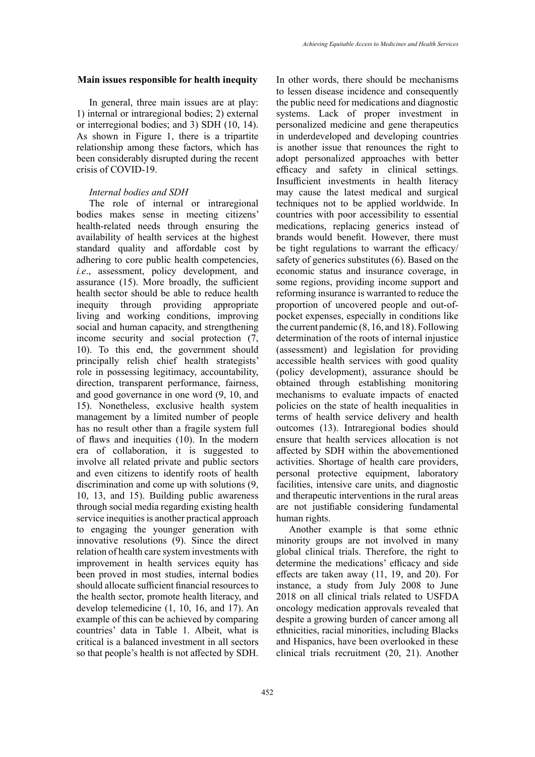## Main issues responsible for health inequity

In general, three main issues are at play: 1) internal or intraregional bodies; 2) external or interregional bodies; and 3) SDH (10, 14). As shown in Figure 1, there is a tripartite relationship among these factors, which has been considerably disrupted during the recent crisis of COVID-19.

### *Internal bodies and SDH*

The role of internal or intraregional bodies makes sense in meeting citizens' health-related needs through ensuring the availability of health services at the highest standard quality and affordable cost by adhering to core public health competencies, *i.e*., assessment, policy development, and assurance (15). More broadly, the sufficient health sector should be able to reduce health inequity through providing appropriate living and working conditions, improving social and human capacity, and strengthening income security and social protection (7, 10). To this end, the government should principally relish chief health strategists' role in possessing legitimacy, accountability, direction, transparent performance, fairness, and good governance in one word (9, 10, and 15). Nonetheless, exclusive health system management by a limited number of people has no result other than a fragile system full of flaws and inequities (10). In the modern era of collaboration, it is suggested to involve all related private and public sectors and even citizens to identify roots of health discrimination and come up with solutions (9, 10, 13, and 15). Building public awareness through social media regarding existing health service inequities is another practical approach to engaging the younger generation with innovative resolutions (9). Since the direct relation of health care system investments with improvement in health services equity has been proved in most studies, internal bodies should allocate sufficient financial resources to the health sector, promote health literacy, and develop telemedicine (1, 10, 16, and 17). An example of this can be achieved by comparing countries' data in Table 1. Albeit, what is critical is a balanced investment in all sectors so that people's health is not affected by SDH. In other words, there should be mechanisms to lessen disease incidence and consequently the public need for medications and diagnostic systems. Lack of proper investment in personalized medicine and gene therapeutics in underdeveloped and developing countries is another issue that renounces the right to adopt personalized approaches with better efficacy and safety in clinical settings. Insufficient investments in health literacy may cause the latest medical and surgical techniques not to be applied worldwide. In countries with poor accessibility to essential medications, replacing generics instead of brands would benefit. However, there must be tight regulations to warrant the efficacy/safety of generics substitutes (6). Based on the economic status and insurance coverage, in some regions, providing income support and reforming insurance is warranted to reduce the proportion of uncovered people and out-of-pocket expenses, especially in conditions like the current pandemic (8, 16, and 18). Following determination of the roots of internal injustice (assessment) and legislation for providing accessible health services with good quality (policy development), assurance should be obtained through establishing monitoring mechanisms to evaluate impacts of enacted policies on the state of health inequalities in terms of health service delivery and health outcomes (13). Intraregional bodies should ensure that health services allocation is not affected by SDH within the abovementioned activities. Shortage of health care providers, personal protective equipment, laboratory facilities, intensive care units, and diagnostic and therapeutic interventions in the rural areas are not justifiable considering fundamental human rights.

Another example is that some ethnic minority groups are not involved in many global clinical trials. Therefore, the right to determine the medications' efficacy and side effects are taken away (11, 19, and 20). For instance, a study from July 2008 to June 2018 on all clinical trials related to USFDA oncology medication approvals revealed that despite a growing burden of cancer among all ethnicities, racial minorities, including Blacks and Hispanics, have been overlooked in these clinical trials recruitment (20, 21). Another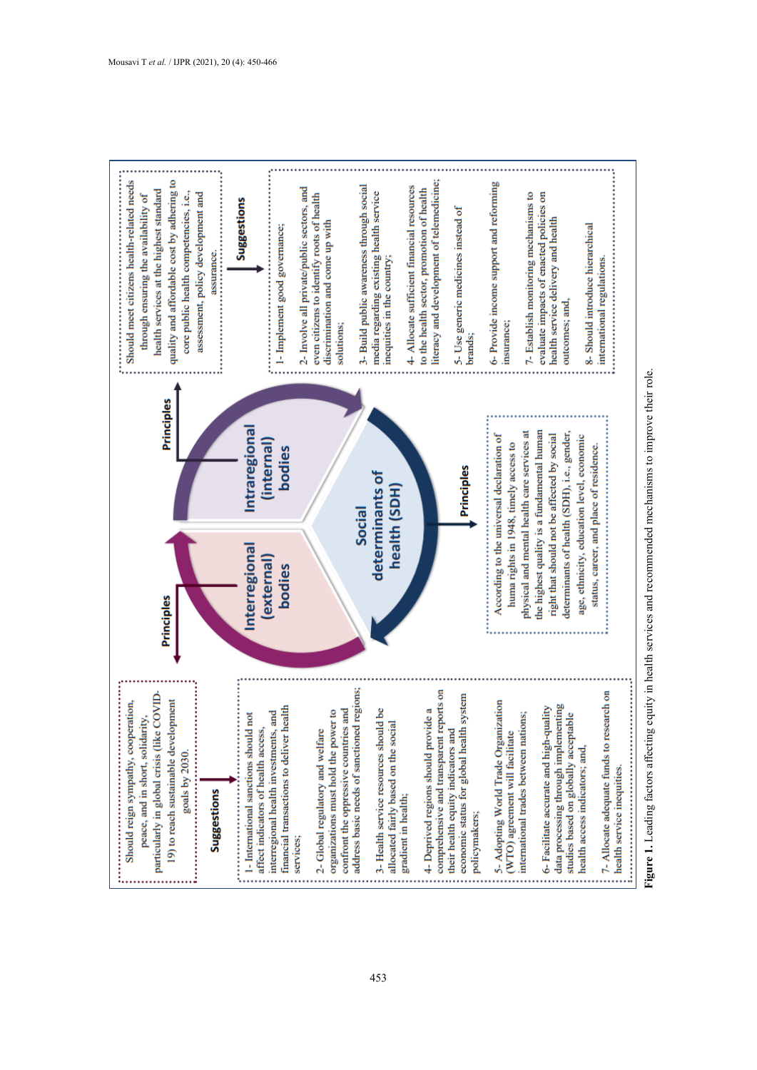Should reign sympathy, cooperation, peace, and in short, solidarity, particularly in global crisis (like COVID-19) to reach sustainable development goals by 2030.

**Suggestions**

1- International sanctions should not affect indicators of health access, interregional health investments, and financial transactions to deliver health services;

2- Global regulatory and welfare organizations must hold the power to confront the oppressive countries and address basic needs of sanctioned regions;

3- Health service resources should be allocated fairly based on the social gradient in health;

4- Deprived regions should provide a comprehensive and transparent reports on their health equity indicators and economic status for global health system policymakers;

5- Adopting World Trade Organization (WTO) agreement will facilitate international trades between nations;

6- Facilitate accurate and high-quality data processing through implementing studies based on globally acceptable health access indicators; and,

7- Allocate adequate funds to research on health service inequities.

**Principles**

**Interregional (external) bodies**

**Intraregional (internal) bodies**

**Social determinants of health (SDH)**

**Principles**

According to the universal declaration of huma rights in 1948, timely access to physical and mental health care services at the highest quality is a fundamental human right that should not be affected by social determinants of health (SDH), i.e., gender, age, ethnicity, education level, economic status, career, and place of residence.

**Principles**

Should meet citizens health-related needs through ensuring the availability of health services at the highest standard quality and affordable cost by adhering to core public health competencies, i.e., assessment, policy development and assurance.

**Suggestions**

1- Implement good governance;

2- Involve all private/public sectors, and even citizens to identify roots of health discrimination and come up with solutions;

3- Build public awareness through social media regarding existing health service inequities in the country;

4- Allocate sufficient financial resources to the health sector, promotion of health literacy and development of telemedicine;

5- Use generic medicines instead of brands;

6- Provide income support and reforming insurance;

7- Establish monitoring mechanisms to evaluate impacts of enacted policies on health service delivery and health outcomes; and,

8- Should introduce hierarchical international regulations.

**Figure 1.** Leading factors affecting equity in health services and recommended mechanisms to improve their role.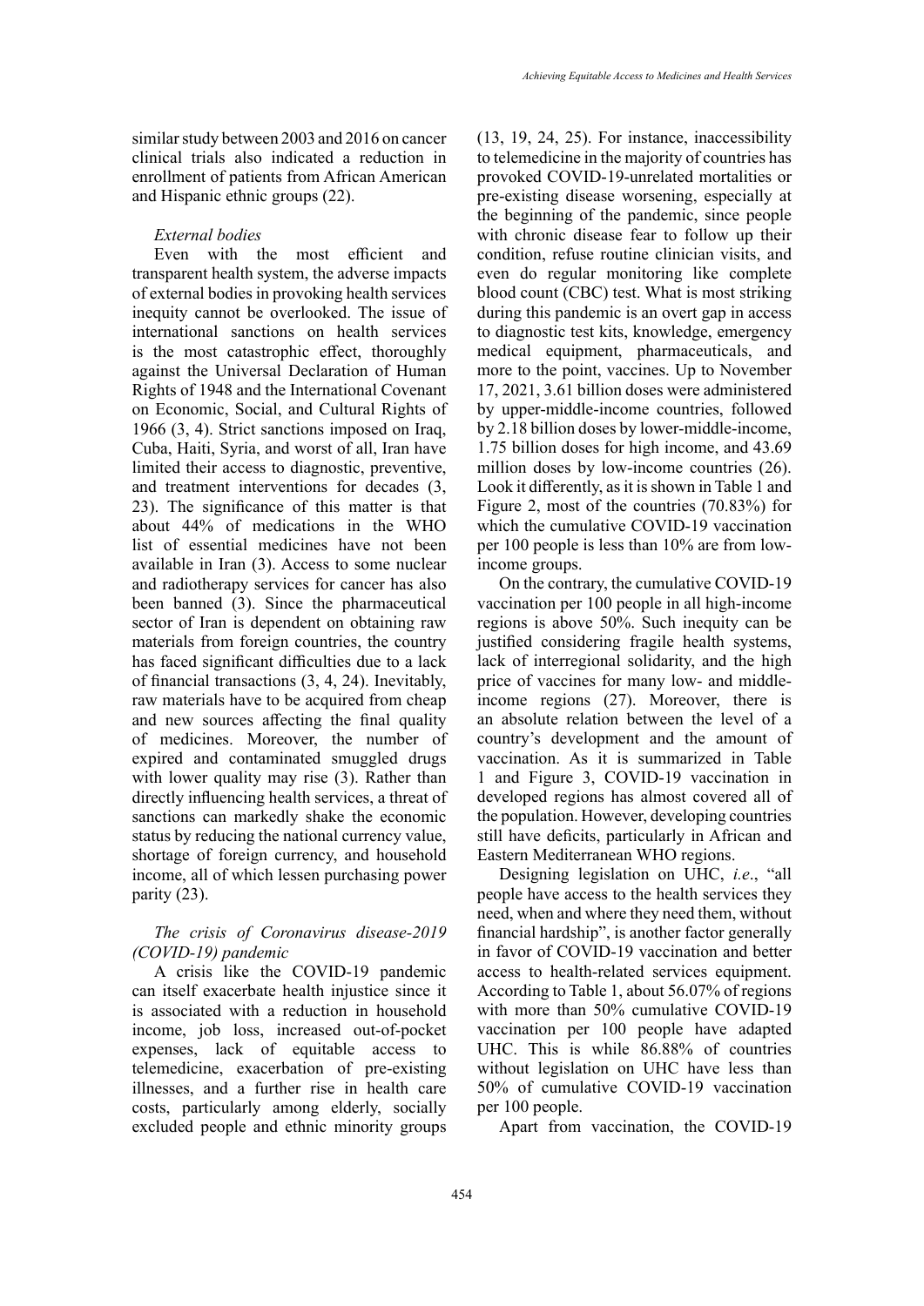similar study between 2003 and 2016 on cancer clinical trials also indicated a reduction in enrollment of patients from African American and Hispanic ethnic groups (22).

*External bodies*

Even with the most efficient and transparent health system, the adverse impacts of external bodies in provoking health services inequity cannot be overlooked. The issue of international sanctions on health services is the most catastrophic effect, thoroughly against the Universal Declaration of Human Rights of 1948 and the International Covenant on Economic, Social, and Cultural Rights of 1966 (3, 4). Strict sanctions imposed on Iraq, Cuba, Haiti, Syria, and worst of all, Iran have limited their access to diagnostic, preventive, and treatment interventions for decades (3, 23). The significance of this matter is that about 44% of medications in the WHO list of essential medicines have not been available in Iran (3). Access to some nuclear and radiotherapy services for cancer has also been banned (3). Since the pharmaceutical sector of Iran is dependent on obtaining raw materials from foreign countries, the country has faced significant difficulties due to a lack of financial transactions (3, 4, 24). Inevitably, raw materials have to be acquired from cheap and new sources affecting the final quality of medicines. Moreover, the number of expired and contaminated smuggled drugs with lower quality may rise (3). Rather than directly influencing health services, a threat of sanctions can markedly shake the economic status by reducing the national currency value, shortage of foreign currency, and household income, all of which lessen purchasing power parity (23).

*The crisis of Coronavirus disease-2019 (COVID-19) pandemic*

A crisis like the COVID-19 pandemic can itself exacerbate health injustice since it is associated with a reduction in household income, job loss, increased out-of-pocket expenses, lack of equitable access to telemedicine, exacerbation of pre-existing illnesses, and a further rise in health care costs, particularly among elderly, socially excluded people and ethnic minority groups (13, 19, 24, 25). For instance, inaccessibility to telemedicine in the majority of countries has provoked COVID-19-unrelated mortalities or pre-existing disease worsening, especially at the beginning of the pandemic, since people with chronic disease fear to follow up their condition, refuse routine clinician visits, and even do regular monitoring like complete blood count (CBC) test. What is most striking during this pandemic is an overt gap in access to diagnostic test kits, knowledge, emergency medical equipment, pharmaceuticals, and more to the point, vaccines. Up to November 17, 2021, 3.61 billion doses were administered by upper-middle-income countries, followed by 2.18 billion doses by lower-middle-income, 1.75 billion doses for high income, and 43.69 million doses by low-income countries (26). Look it differently, as it is shown in Table 1 and Figure 2, most of the countries (70.83%) for which the cumulative COVID-19 vaccination per 100 people is less than 10% are from low-income groups.

On the contrary, the cumulative COVID-19 vaccination per 100 people in all high-income regions is above 50%. Such inequity can be justified considering fragile health systems, lack of interregional solidarity, and the high price of vaccines for many low- and middle-income regions (27). Moreover, there is an absolute relation between the level of a country's development and the amount of vaccination. As it is summarized in Table 1 and Figure 3, COVID-19 vaccination in developed regions has almost covered all of the population. However, developing countries still have deficits, particularly in African and Eastern Mediterranean WHO regions.

Designing legislation on UHC, *i.e*., "all people have access to the health services they need, when and where they need them, without financial hardship", is another factor generally in favor of COVID-19 vaccination and better access to health-related services equipment. According to Table 1, about 56.07% of regions with more than 50% cumulative COVID-19 vaccination per 100 people have adapted UHC. This is while 86.88% of countries without legislation on UHC have less than 50% of cumulative COVID-19 vaccination per 100 people.

Apart from vaccination, the COVID-19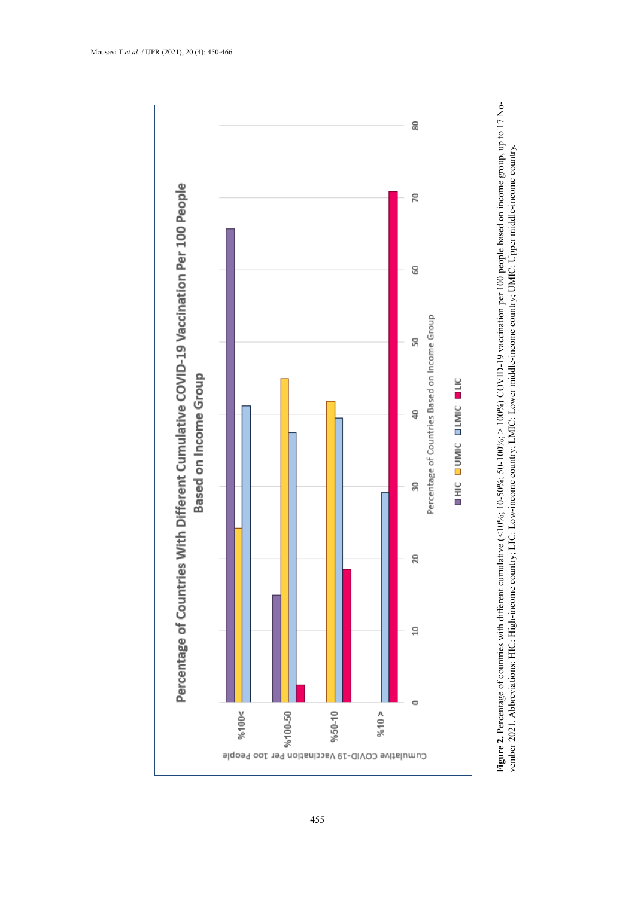**Figure 2.** Percentage of countries with different cumulative (<10%; 10-50%; 50-100%; > 100%) COVID-19 vaccination per 100 people based on income group, up to 17 November 2021. Abbreviations: HIC: High-income country; LIC: Low-income country; LMIC: Lower middle-income country; UMIC: Upper middle-income country.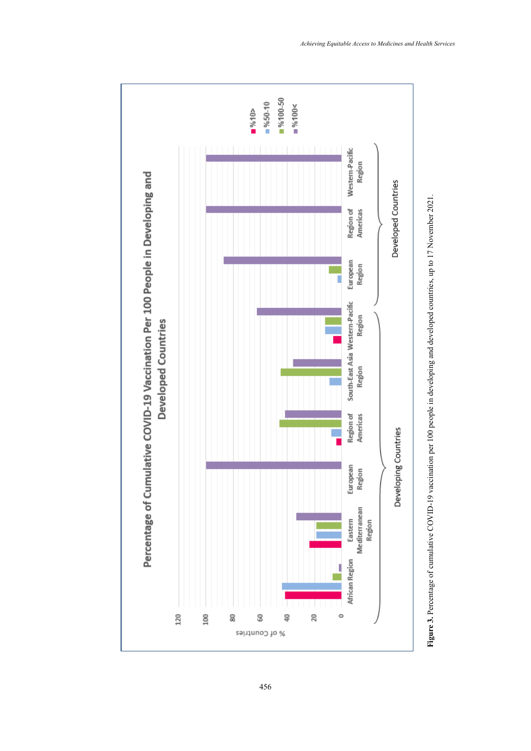**Figure 3.** Percentage of cumulative COVID-19 vaccination per 100 people in developing and developed countries, up to 17 November 2021.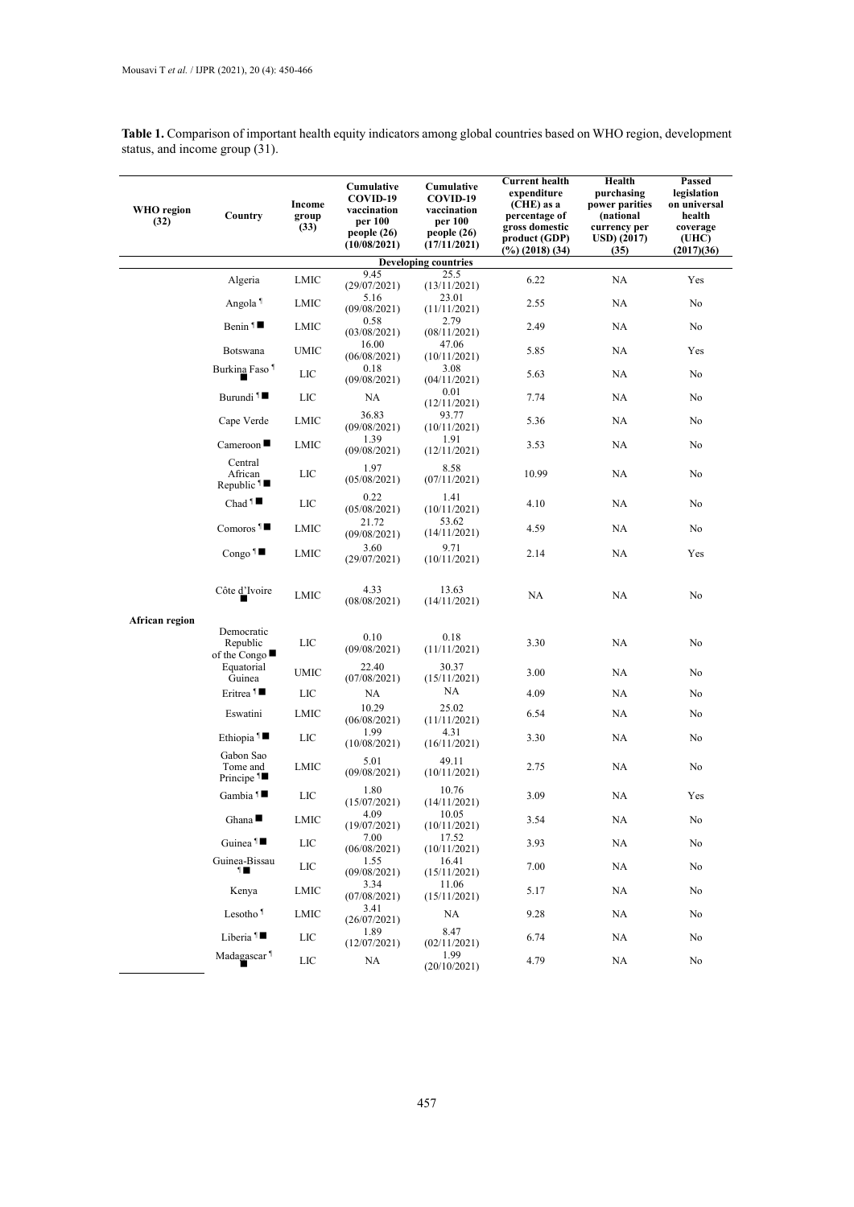**Table 1.** Comparison of important health equity indicators among global countries based on WHO region, development status, and income group (31).

| WHO region (32) | Country | Income group (33) | Cumulative COVID-19 vaccination per 100 people (26) (10/08/2021) | Cumulative COVID-19 vaccination per 100 people (26) (17/11/2021) | Current health expenditure (CHE) as a percentage of gross domestic product (GDP) (%) (2018) (34) | Health purchasing power parities (national currency per USD) (2017) (35) | Passed legislation on universal health coverage (UHC) (2017)(36) |
|---|---|---|---|---|---|---|---|
| **Developing countries** | | | | | | | |
| African region | Algeria | LMIC | 9.45 (29/07/2021) | 25.5 (13/11/2021) | 6.22 | NA | Yes |
| | Angola ¶ | LMIC | 5.16 (09/08/2021) | 23.01 (11/11/2021) | 2.55 | NA | No |
| | Benin ¶ ■ | LMIC | 0.58 (03/08/2021) | 2.79 (08/11/2021) | 2.49 | NA | No |
| | Botswana | UMIC | 16.00 (06/08/2021) | 47.06 (10/11/2021) | 5.85 | NA | Yes |
| | Burkina Faso ¶ ■ | LIC | 0.18 (09/08/2021) | 3.08 (04/11/2021) | 5.63 | NA | No |
| | Burundi ¶ ■ | LIC | NA | 0.01 (12/11/2021) | 7.74 | NA | No |
| | Cape Verde | LMIC | 36.83 (09/08/2021) | 93.77 (10/11/2021) | 5.36 | NA | No |
| | Cameroon ■ | LMIC | 1.39 (09/08/2021) | 1.91 (12/11/2021) | 3.53 | NA | No |
| | Central African Republic ¶ ■ | LIC | 1.97 (05/08/2021) | 8.58 (07/11/2021) | 10.99 | NA | No |
| | Chad ¶ ■ | LIC | 0.22 (05/08/2021) | 1.41 (10/11/2021) | 4.10 | NA | No |
| | Comoros ¶ ■ | LMIC | 21.72 (09/08/2021) | 53.62 (14/11/2021) | 4.59 | NA | No |
| | Congo ¶ ■ | LMIC | 3.60 (29/07/2021) | 9.71 (10/11/2021) | 2.14 | NA | Yes |
| | Côte d'Ivoire ■ | LMIC | 4.33 (08/08/2021) | 13.63 (14/11/2021) | NA | NA | No |
| | Democratic Republic of the Congo ■ | LIC | 0.10 (09/08/2021) | 0.18 (11/11/2021) | 3.30 | NA | No |
| | Equatorial Guinea | UMIC | 22.40 (07/08/2021) | 30.37 (15/11/2021) | 3.00 | NA | No |
| | Eritrea ¶ ■ | LIC | NA | NA | 4.09 | NA | No |
| | Eswatini | LMIC | 10.29 (06/08/2021) | 25.02 (11/11/2021) | 6.54 | NA | No |
| | Ethiopia ¶ ■ | LIC | 1.99 (10/08/2021) | 4.31 (16/11/2021) | 3.30 | NA | No |
| | Gabon Sao Tome and Principe ¶ ■ | LMIC | 5.01 (09/08/2021) | 49.11 (10/11/2021) | 2.75 | NA | No |
| | Gambia ¶ ■ | LIC | 1.80 (15/07/2021) | 10.76 (14/11/2021) | 3.09 | NA | Yes |
| | Ghana ■ | LMIC | 4.09 (19/07/2021) | 10.05 (10/11/2021) | 3.54 | NA | No |
| | Guinea ¶ ■ | LIC | 7.00 (06/08/2021) | 17.52 (10/11/2021) | 3.93 | NA | No |
| | Guinea-Bissau ¶ ■ | LIC | 1.55 (09/08/2021) | 16.41 (15/11/2021) | 7.00 | NA | No |
| | Kenya | LMIC | 3.34 (07/08/2021) | 11.06 (15/11/2021) | 5.17 | NA | No |
| | Lesotho ¶ | LMIC | 3.41 (26/07/2021) | NA | 9.28 | NA | No |
| | Liberia ¶ ■ | LIC | 1.89 (12/07/2021) | 8.47 (02/11/2021) | 6.74 | NA | No |
| | Madagascar ¶ ■ | LIC | NA | 1.99 (20/10/2021) | 4.79 | NA | No |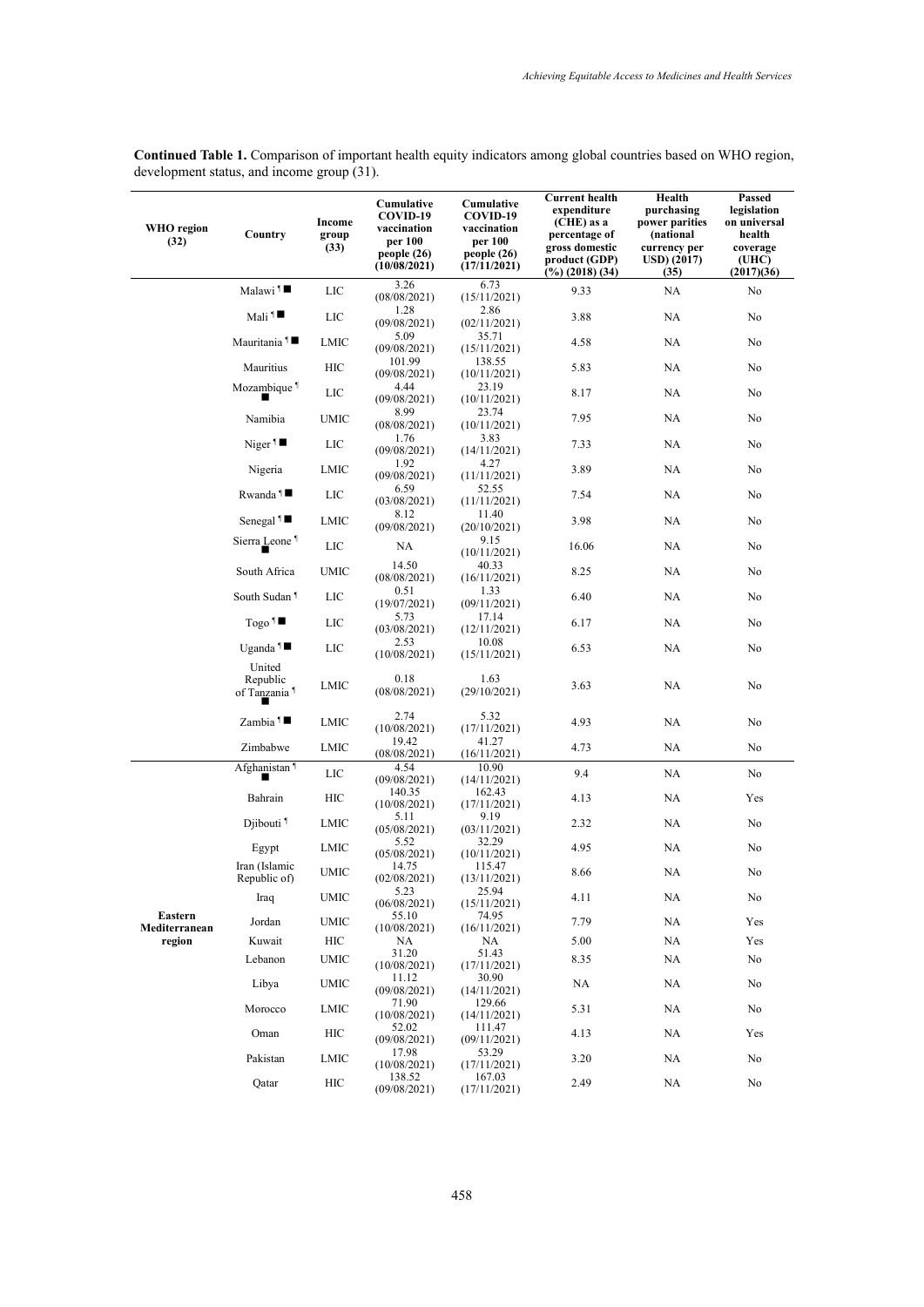**Continued Table 1.** Comparison of important health equity indicators among global countries based on WHO region, development status, and income group (31).

| WHO region (32) | Country | Income group (33) | Cumulative COVID-19 vaccination per 100 people (26) (10/08/2021) | Cumulative COVID-19 vaccination per 100 people (26) (17/11/2021) | Current health expenditure (CHE) as a percentage of gross domestic product (GDP) (%) (2018) (34) | Health purchasing power parities (national currency per USD) (2017) (35) | Passed legislation on universal health coverage (UHC) (2017)(36) |
|---|---|---|---|---|---|---|---|
| | Malawi ¶ ■ | LIC | 3.26 (08/08/2021) | 6.73 (15/11/2021) | 9.33 | NA | No |
| | Mali ¶ ■ | LIC | 1.28 (09/08/2021) | 2.86 (02/11/2021) | 3.88 | NA | No |
| | Mauritania ¶ ■ | LMIC | 5.09 (09/08/2021) | 35.71 (15/11/2021) | 4.58 | NA | No |
| | Mauritius | HIC | 101.99 (09/08/2021) | 138.55 (10/11/2021) | 5.83 | NA | No |
| | Mozambique ¶ ■ | LIC | 4.44 (09/08/2021) | 23.19 (09/11/2021) | 8.17 | NA | No |
| | Namibia | UMIC | 8.99 (08/08/2021) | 23.74 (10/11/2021) | 7.95 | NA | No |
| | Niger ¶ ■ | LIC | 1.76 (09/08/2021) | 3.83 (14/11/2021) | 7.33 | NA | No |
| | Nigeria | LMIC | 1.92 (09/08/2021) | 4.27 (11/11/2021) | 3.89 | NA | No |
| | Rwanda ¶ ■ | LIC | 6.59 (03/08/2021) | 52.55 (11/11/2021) | 7.54 | NA | No |
| | Senegal ¶ ■ | LMIC | 8.12 (09/08/2021) | 11.40 (20/10/2021) | 3.98 | NA | No |
| | Sierra Leone ¶ ■ | LIC | NA | 9.15 (10/11/2021) | 16.06 | NA | No |
| | South Africa | UMIC | 14.50 (08/08/2021) | 40.33 (16/11/2021) | 8.25 | NA | No |
| | South Sudan ¶ | LIC | 0.51 (19/07/2021) | 1.33 (09/11/2021) | 6.40 | NA | No |
| | Togo ¶ ■ | LIC | 5.73 (03/08/2021) | 17.14 (12/11/2021) | 6.17 | NA | No |
| | Uganda ¶ ■ | LIC | 2.53 (10/08/2021) | 10.08 (15/11/2021) | 6.53 | NA | No |
| | United Republic of Tanzania ¶ ■ | LMIC | 0.18 (08/08/2021) | 1.63 (29/10/2021) | 3.63 | NA | No |
| | Zambia ¶ ■ | LMIC | 2.74 (10/08/2021) | 5.32 (17/11/2021) | 4.93 | NA | No |
| | Zimbabwe | LMIC | 19.42 (08/08/2021) | 41.27 (16/11/2021) | 4.73 | NA | No |
| Eastern Mediterranean region | Afghanistan ¶ ■ | LIC | 4.54 (09/08/2021) | 10.90 (14/11/2021) | 9.4 | NA | No |
| | Bahrain | HIC | 140.35 (10/08/2021) | 162.43 (17/11/2021) | 4.13 | NA | Yes |
| | Djibouti ¶ | LMIC | 5.11 (05/08/2021) | 9.19 (03/11/2021) | 2.32 | NA | No |
| | Egypt | LMIC | 5.52 (05/08/2021) | 32.29 (10/11/2021) | 4.95 | NA | No |
| | Iran (Islamic Republic of) | UMIC | 14.75 (02/08/2021) | 115.47 (13/11/2021) | 8.66 | NA | No |
| | Iraq | UMIC | 5.23 (06/08/2021) | 25.94 (15/11/2021) | 4.11 | NA | No |
| | Jordan | UMIC | 55.10 (10/08/2021) | 74.95 (16/11/2021) | 7.79 | NA | Yes |
| | Kuwait | HIC | NA | NA | 5.00 | NA | Yes |
| | Lebanon | UMIC | 31.20 (10/08/2021) | 51.43 (17/11/2021) | 8.35 | NA | No |
| | Libya | UMIC | 11.12 (09/08/2021) | 30.90 (14/11/2021) | NA | NA | No |
| | Morocco | LMIC | 71.90 (10/08/2021) | 129.66 (14/11/2021) | 5.31 | NA | No |
| | Oman | HIC | 52.02 (09/08/2021) | 111.47 (09/11/2021) | 4.13 | NA | Yes |
| | Pakistan | LMIC | 17.98 (10/08/2021) | 53.29 (17/11/2021) | 3.20 | NA | No |
| | Qatar | HIC | 138.52 (09/08/2021) | 167.03 (17/11/2021) | 2.49 | NA | No |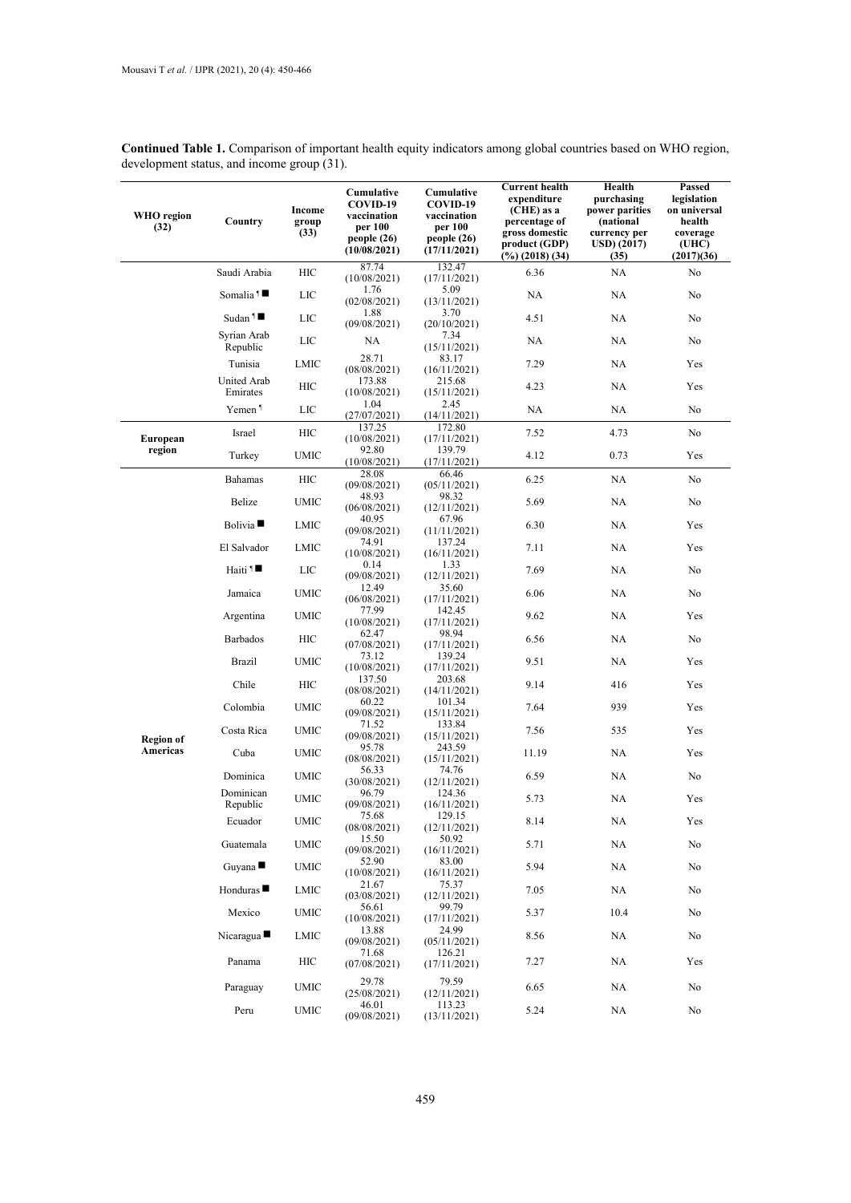**Continued Table 1.** Comparison of important health equity indicators among global countries based on WHO region, development status, and income group (31).

| WHO region (32) | Country | Income group (33) | Cumulative COVID-19 vaccination per 100 people (26) (10/08/2021) | Cumulative COVID-19 vaccination per 100 people (26) (17/11/2021) | Current health expenditure (CHE) as a percentage of gross domestic product (GDP) (%) (2018) (34) | Health purchasing power parities (national currency per USD) (2017) (35) | Passed legislation on universal health coverage (UHC) (2017)(36) |
|---|---|---|---|---|---|---|---|
| | Saudi Arabia | HIC | 87.74 (10/08/2021) | 132.47 (17/11/2021) | 6.36 | NA | No |
| | Somalia ¶ ■ | LIC | 1.76 (02/08/2021) | 5.09 (13/11/2021) | NA | NA | No |
| | Sudan ¶ ■ | LIC | 1.88 (09/08/2021) | 3.70 (20/10/2021) | 4.51 | NA | No |
| | Syrian Arab Republic | LIC | NA | 7.34 (15/11/2021) | NA | NA | No |
| | Tunisia | LMIC | 28.71 (08/08/2021) | 83.17 (16/11/2021) | 7.29 | NA | Yes |
| | United Arab Emirates | HIC | 173.88 (10/08/2021) | 215.68 (15/11/2021) | 4.23 | NA | Yes |
| | Yemen ¶ | LIC | 1.04 (27/07/2021) | 2.45 (14/11/2021) | NA | NA | No |
| European region | Israel | HIC | 137.25 (10/08/2021) | 172.80 (17/11/2021) | 7.52 | 4.73 | No |
| | Turkey | UMIC | 92.80 (10/08/2021) | 139.79 (17/11/2021) | 4.12 | 0.73 | Yes |
| Region of Americas | Bahamas | HIC | 28.08 (09/08/2021) | 66.46 (05/11/2021) | 6.25 | NA | No |
| | Belize | UMIC | 48.93 (06/08/2021) | 98.32 (12/11/2021) | 5.69 | NA | No |
| | Bolivia ■ | LMIC | 40.95 (09/08/2021) | 67.96 (11/11/2021) | 6.30 | NA | Yes |
| | El Salvador | LMIC | 74.91 (10/08/2021) | 137.24 (16/11/2021) | 7.11 | NA | Yes |
| | Haiti ¶ ■ | LIC | 0.14 (09/08/2021) | 1.33 (12/11/2021) | 7.69 | NA | No |
| | Jamaica | UMIC | 12.49 (06/08/2021) | 35.60 (17/11/2021) | 6.06 | NA | No |
| | Argentina | UMIC | 77.99 (10/08/2021) | 142.45 (17/11/2021) | 9.62 | NA | Yes |
| | Barbados | HIC | 62.47 (07/08/2021) | 98.94 (17/11/2021) | 6.56 | NA | No |
| | Brazil | UMIC | 73.12 (10/08/2021) | 139.24 (17/11/2021) | 9.51 | NA | Yes |
| | Chile | HIC | 137.50 (08/08/2021) | 203.68 (14/11/2021) | 9.14 | 416 | Yes |
| | Colombia | UMIC | 60.22 (09/08/2021) | 101.34 (15/11/2021) | 7.64 | 939 | Yes |
| | Costa Rica | UMIC | 71.52 (09/08/2021) | 133.84 (15/11/2021) | 7.56 | 535 | Yes |
| | Cuba | UMIC | 95.78 (08/08/2021) | 243.59 (15/11/2021) | 11.19 | NA | Yes |
| | Dominica | UMIC | 56.33 (30/08/2021) | 74.76 (12/11/2021) | 6.59 | NA | No |
| | Dominican Republic | UMIC | 96.79 (09/08/2021) | 124.36 (16/11/2021) | 5.73 | NA | Yes |
| | Ecuador | UMIC | 75.68 (08/08/2021) | 129.15 (12/11/2021) | 8.14 | NA | Yes |
| | Guatemala | UMIC | 15.50 (09/08/2021) | 50.92 (16/11/2021) | 5.71 | NA | No |
| | Guyana ■ | UMIC | 52.90 (10/08/2021) | 83.00 (16/11/2021) | 5.94 | NA | No |
| | Honduras ■ | LMIC | 21.67 (03/08/2021) | 75.37 (12/11/2021) | 7.05 | NA | No |
| | Mexico | UMIC | 56.61 (10/08/2021) | 99.79 (17/11/2021) | 5.37 | 10.4 | No |
| | Nicaragua ■ | LMIC | 13.88 (09/08/2021) | 24.99 (05/11/2021) | 8.56 | NA | No |
| | Panama | HIC | 71.68 (07/08/2021) | 126.21 (17/11/2021) | 7.27 | NA | Yes |
| | Paraguay | UMIC | 29.78 (25/08/2021) | 79.59 (12/11/2021) | 6.65 | NA | No |
| | Peru | UMIC | 46.01 (09/08/2021) | 113.23 (13/11/2021) | 5.24 | NA | No |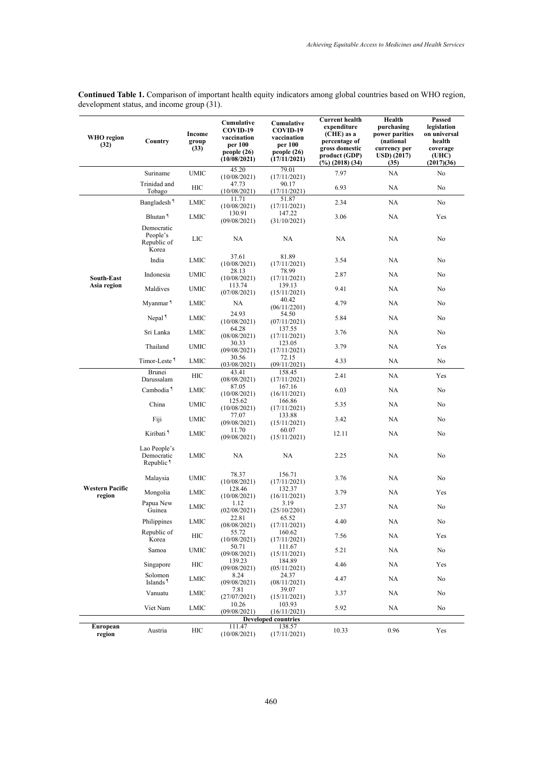**Continued Table 1.** Comparison of important health equity indicators among global countries based on WHO region, development status, and income group (31).

| WHO region (32) | Country | Income group (33) | Cumulative COVID-19 vaccination per 100 people (26) (10/08/2021) | Cumulative COVID-19 vaccination per 100 people (26) (17/11/2021) | Current health expenditure (CHE) as a percentage of gross domestic product (GDP) (%) (2018) (34) | Health purchasing power parities (national currency per USD) (2017) (35) | Passed legislation on universal health coverage (UHC) (2017)(36) |
|---|---|---|---|---|---|---|---|
| | Suriname | UMIC | 45.20 (10/08/2021) | 79.01 (17/11/2021) | 7.97 | NA | No |
| | Trinidad and Tobago | HIC | 47.73 (10/08/2021) | 90.17 (17/11/2021) | 6.93 | NA | No |
| South-East Asia region | Bangladesh ¶ | LMIC | 11.71 (10/08/2021) | 51.87 (17/11/2021) | 2.34 | NA | No |
| | Bhutan ¶ | LMIC | 130.91 (09/08/2021) | 147.22 (31/10/2021) | 3.06 | NA | Yes |
| | Democratic People's Republic of Korea | LIC | NA | NA | NA | NA | No |
| | India | LMIC | 37.61 (10/08/2021) | 81.89 (17/11/2021) | 3.54 | NA | No |
| | Indonesia | UMIC | 28.13 (10/08/2021) | 78.99 (17/11/2021) | 2.87 | NA | No |
| | Maldives | UMIC | 113.74 (07/08/2021) | 139.13 (15/11/2021) | 9.41 | NA | No |
| | Myanmar ¶ | LMIC | NA | 40.42 (06/11/2201) | 4.79 | NA | No |
| | Nepal ¶ | LMIC | 24.93 (10/08/2021) | 54.50 (07/11/2021) | 5.84 | NA | No |
| | Sri Lanka | LMIC | 64.28 (08/08/2021) | 137.55 (17/11/2021) | 3.76 | NA | No |
| | Thailand | UMIC | 30.33 (09/08/2021) | 123.05 (17/11/2021) | 3.79 | NA | Yes |
| | Timor-Leste ¶ | LMIC | 30.56 (03/08/2021) | 72.15 (09/11/2021) | 4.33 | NA | No |
| Western Pacific region | Brunei Darussalam | HIC | 43.41 (08/08/2021) | 158.45 (17/11/2021) | 2.41 | NA | Yes |
| | Cambodia ¶ | LMIC | 87.05 (10/08/2021) | 167.16 (16/11/2021) | 6.03 | NA | No |
| | China | UMIC | 125.62 (10/08/2021) | 166.86 (17/11/2021) | 5.35 | NA | No |
| | Fiji | UMIC | 77.07 (09/08/2021) | 133.88 (15/11/2021) | 3.42 | NA | No |
| | Kiribati ¶ | LMIC | 11.70 (09/08/2021) | 60.07 (15/11/2021) | 12.11 | NA | No |
| | Lao People's Democratic Republic ¶ | LMIC | NA | NA | 2.25 | NA | No |
| | Malaysia | UMIC | 78.37 (10/08/2021) | 156.71 (17/11/2021) | 3.76 | NA | No |
| | Mongolia | LMIC | 128.46 (10/08/2021) | 132.37 (16/11/2021) | 3.79 | NA | Yes |
| | Papua New Guinea | LMIC | 1.12 (02/08/2021) | 3.19 (25/10/2201) | 2.37 | NA | No |
| | Philippines | LMIC | 22.81 (08/08/2021) | 65.52 (17/11/2021) | 4.40 | NA | No |
| | Republic of Korea | HIC | 55.72 (10/08/2021) | 160.62 (17/11/2021) | 7.56 | NA | Yes |
| | Samoa | UMIC | 50.71 (09/08/2021) | 111.67 (15/11/2021) | 5.21 | NA | No |
| | Singapore | HIC | 139.23 (09/08/2021) | 184.89 (05/11/2021) | 4.46 | NA | Yes |
| | Solomon Islands ¶ | LMIC | 8.24 (09/08/2021) | 24.37 (08/11/2021) | 4.47 | NA | No |
| | Vanuatu | LMIC | 7.81 (27/07/2021) | 39.07 (15/11/2021) | 3.37 | NA | No |
| | Viet Nam | LMIC | 10.26 (09/08/2021) | 103.93 (16/11/2021) | 5.92 | NA | No |
| **Developed countries** | | | | | | | |
| European region | Austria | HIC | 111.47 (10/08/2021) | 138.57 (17/11/2021) | 10.33 | 0.96 | Yes |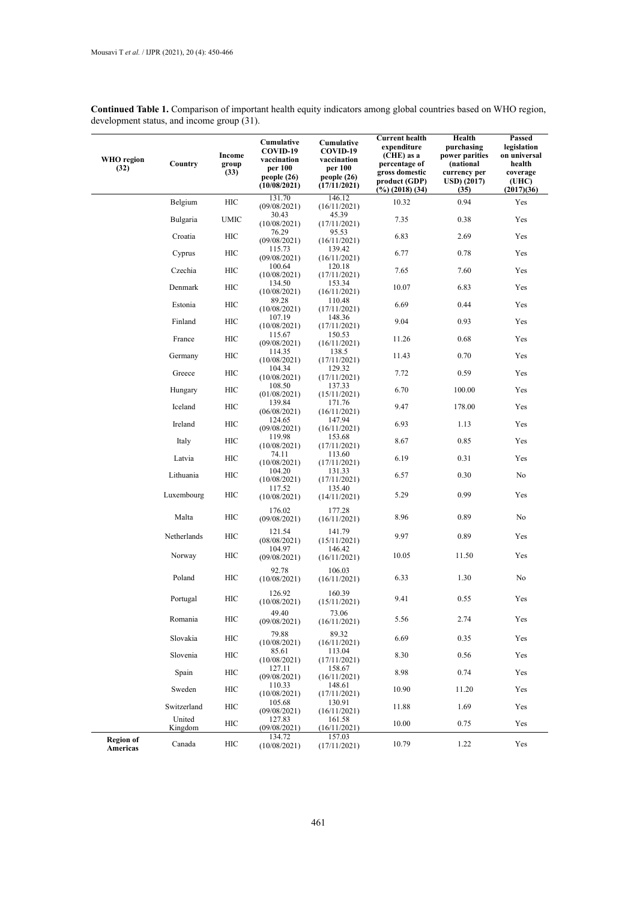**Continued Table 1.** Comparison of important health equity indicators among global countries based on WHO region, development status, and income group (31).

| WHO region (32) | Country | Income group (33) | Cumulative COVID-19 vaccination per 100 people (26) (10/08/2021) | Cumulative COVID-19 vaccination per 100 people (26) (17/11/2021) | Current health expenditure (CHE) as a percentage of gross domestic product (GDP) (%) (2018) (34) | Health purchasing power parities (national currency per USD) (2017) (35) | Passed legislation on universal health coverage (UHC) (2017)(36) |
|---|---|---|---|---|---|---|---|
| | Belgium | HIC | 131.70 (09/08/2021) | 146.12 (16/11/2021) | 10.32 | 0.94 | Yes |
| | Bulgaria | UMIC | 30.43 (10/08/2021) | 45.39 (17/11/2021) | 7.35 | 0.38 | Yes |
| | Croatia | HIC | 76.29 (09/08/2021) | 95.53 (16/11/2021) | 6.83 | 2.69 | Yes |
| | Cyprus | HIC | 115.73 (09/08/2021) | 139.42 (16/11/2021) | 6.77 | 0.78 | Yes |
| | Czechia | HIC | 100.64 (10/08/2021) | 120.18 (17/11/2021) | 7.65 | 7.60 | Yes |
| | Denmark | HIC | 134.50 (10/08/2021) | 153.34 (16/11/2021) | 10.07 | 6.83 | Yes |
| | Estonia | HIC | 89.28 (10/08/2021) | 110.48 (17/11/2021) | 6.69 | 0.44 | Yes |
| | Finland | HIC | 107.19 (10/08/2021) | 148.36 (17/11/2021) | 9.04 | 0.93 | Yes |
| | France | HIC | 115.67 (09/08/2021) | 150.53 (16/11/2021) | 11.26 | 0.68 | Yes |
| | Germany | HIC | 114.35 (10/08/2021) | 138.5 (17/11/2021) | 11.43 | 0.70 | Yes |
| | Greece | HIC | 104.34 (10/08/2021) | 129.32 (17/11/2021) | 7.72 | 0.59 | Yes |
| | Hungary | HIC | 108.50 (01/08/2021) | 137.33 (15/11/2021) | 6.70 | 100.00 | Yes |
| | Iceland | HIC | 139.84 (06/08/2021) | 171.76 (16/11/2021) | 9.47 | 178.00 | Yes |
| | Ireland | HIC | 124.65 (09/08/2021) | 147.94 (16/11/2021) | 6.93 | 1.13 | Yes |
| | Italy | HIC | 119.98 (10/08/2021) | 153.68 (17/11/2021) | 8.67 | 0.85 | Yes |
| | Latvia | HIC | 74.11 (10/08/2021) | 113.60 (17/11/2021) | 6.19 | 0.31 | Yes |
| | Lithuania | HIC | 104.20 (10/08/2021) | 131.33 (17/11/2021) | 6.57 | 0.30 | No |
| | Luxembourg | HIC | 117.52 (10/08/2021) | 135.40 (14/11/2021) | 5.29 | 0.99 | Yes |
| | Malta | HIC | 176.02 (09/08/2021) | 177.28 (16/11/2021) | 8.96 | 0.89 | No |
| | Netherlands | HIC | 121.54 (08/08/2021) | 141.79 (15/11/2021) | 9.97 | 0.89 | Yes |
| | Norway | HIC | 104.97 (09/08/2021) | 146.42 (16/11/2021) | 10.05 | 11.50 | Yes |
| | Poland | HIC | 92.78 (10/08/2021) | 106.03 (16/11/2021) | 6.33 | 1.30 | No |
| | Portugal | HIC | 126.92 (10/08/2021) | 160.39 (15/11/2021) | 9.41 | 0.55 | Yes |
| | Romania | HIC | 49.40 (09/08/2021) | 73.06 (16/11/2021) | 5.56 | 2.74 | Yes |
| | Slovakia | HIC | 79.88 (10/08/2021) | 89.32 (16/11/2021) | 6.69 | 0.35 | Yes |
| | Slovenia | HIC | 85.61 (10/08/2021) | 113.04 (17/11/2021) | 8.30 | 0.56 | Yes |
| | Spain | HIC | 127.11 (09/08/2021) | 158.67 (16/11/2021) | 8.98 | 0.74 | Yes |
| | Sweden | HIC | 110.33 (10/08/2021) | 148.61 (17/11/2021) | 10.90 | 11.20 | Yes |
| | Switzerland | HIC | 105.68 (09/08/2021) | 130.91 (16/11/2021) | 11.88 | 1.69 | Yes |
| | United Kingdom | HIC | 127.83 (09/08/2021) | 161.58 (16/11/2021) | 10.00 | 0.75 | Yes |
| **Region of Americas** | Canada | HIC | 134.72 (10/08/2021) | 157.03 (17/11/2021) | 10.79 | 1.22 | Yes |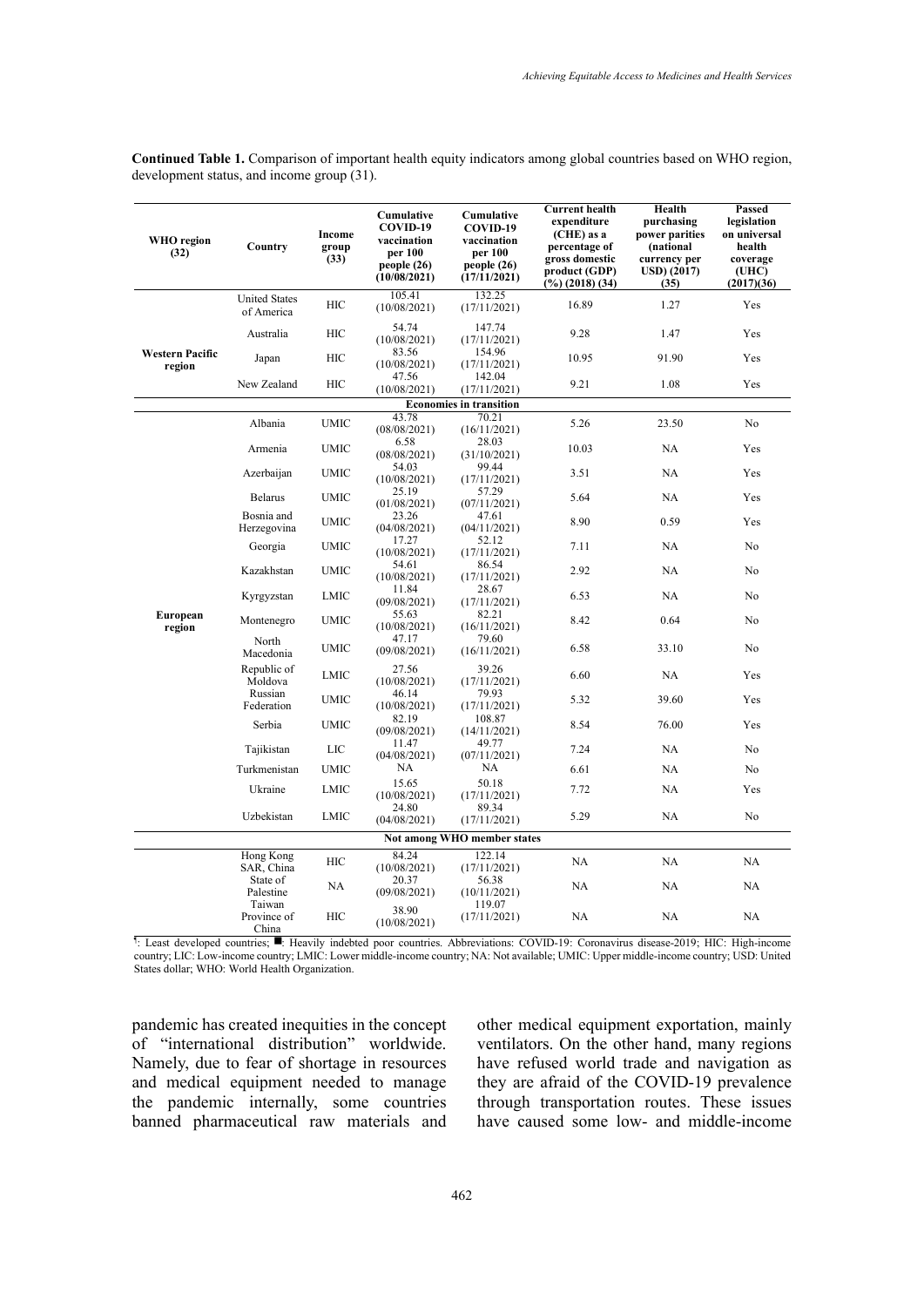**Continued Table 1.** Comparison of important health equity indicators among global countries based on WHO region, development status, and income group (31).

| WHO region (32) | Country | Income group (33) | Cumulative COVID-19 vaccination per 100 people (26) (10/08/2021) | Cumulative COVID-19 vaccination per 100 people (26) (17/11/2021) | Current health expenditure (CHE) as a percentage of gross domestic product (GDP) (%) (2018) (34) | Health purchasing power parities (national currency per USD) (2017) (35) | Passed legislation on universal health coverage (UHC) (2017)(36) |
|---|---|---|---|---|---|---|---|
| Western Pacific region | United States of America | HIC | 105.41 (10/08/2021) | 132.25 (17/11/2021) | 16.89 | 1.27 | Yes |
| | Australia | HIC | 54.74 (10/08/2021) | 147.74 (17/11/2021) | 9.28 | 1.47 | Yes |
| | Japan | HIC | 83.56 (10/08/2021) | 154.96 (17/11/2021) | 10.95 | 91.90 | Yes |
| | New Zealand | HIC | 47.56 (10/08/2021) | 142.04 (17/11/2021) | 9.21 | 1.08 | Yes |
| **Economies in transition** | | | | | | | |
| European region | Albania | UMIC | 43.78 (08/08/2021) | 70.21 (16/11/2021) | 5.26 | 23.50 | No |
| | Armenia | UMIC | 6.58 (08/08/2021) | 28.03 (31/10/2021) | 10.03 | NA | Yes |
| | Azerbaijan | UMIC | 54.03 (10/08/2021) | 99.44 (17/11/2021) | 3.51 | NA | Yes |
| | Belarus | UMIC | 25.19 (01/08/2021) | 57.29 (07/11/2021) | 5.64 | NA | Yes |
| | Bosnia and Herzegovina | UMIC | 23.26 (04/08/2021) | 47.61 (04/11/2021) | 8.90 | 0.59 | Yes |
| | Georgia | UMIC | 17.27 (10/08/2021) | 52.12 (17/11/2021) | 7.11 | NA | No |
| | Kazakhstan | UMIC | 54.61 (10/08/2021) | 86.54 (17/11/2021) | 2.92 | NA | No |
| | Kyrgyzstan | LMIC | 11.84 (09/08/2021) | 28.67 (17/11/2021) | 6.53 | NA | No |
| | Montenegro | UMIC | 55.63 (10/08/2021) | 82.21 (16/11/2021) | 8.42 | 0.64 | No |
| | North Macedonia | UMIC | 47.17 (09/08/2021) | 79.60 (16/11/2021) | 6.58 | 33.10 | No |
| | Republic of Moldova | LMIC | 27.56 (10/08/2021) | 39.26 (17/11/2021) | 6.60 | NA | Yes |
| | Russian Federation | UMIC | 46.14 (10/08/2021) | 79.93 (17/11/2021) | 5.32 | 39.60 | Yes |
| | Serbia | UMIC | 82.19 (09/08/2021) | 108.87 (14/11/2021) | 8.54 | 76.00 | Yes |
| | Tajikistan | LIC | 11.47 (04/08/2021) | 49.77 (07/11/2021) | 7.24 | NA | No |
| | Turkmenistan | UMIC | NA | NA | 6.61 | NA | No |
| | Ukraine | LMIC | 15.65 (10/08/2021) | 50.18 (17/11/2021) | 7.72 | NA | Yes |
| | Uzbekistan | LMIC | 24.80 (04/08/2021) | 89.34 (17/11/2021) | 5.29 | NA | No |
| **Not among WHO member states** | | | | | | | |
| | Hong Kong SAR, China | HIC | 84.24 (10/08/2021) | 122.14 (17/11/2021) | NA | NA | NA |
| | State of Palestine | NA | 20.37 (09/08/2021) | 56.38 (10/11/2021) | NA | NA | NA |
| | Taiwan Province of China | HIC | 38.90 (10/08/2021) | 119.07 (17/11/2021) | NA | NA | NA |

¶: Least developed countries; ■: Heavily indebted poor countries. Abbreviations: COVID-19: Coronavirus disease-2019; HIC: High-income country; LIC: Low-income country; LMIC: Lower middle-income country; NA: Not available; UMIC: Upper middle-income country; USD: United States dollar; WHO: World Health Organization.

pandemic has created inequities in the concept of "international distribution" worldwide. Namely, due to fear of shortage in resources and medical equipment needed to manage the pandemic internally, some countries banned pharmaceutical raw materials and other medical equipment exportation, mainly ventilators. On the other hand, many regions have refused world trade and navigation as they are afraid of the COVID-19 prevalence through transportation routes. These issues have caused some low- and middle-income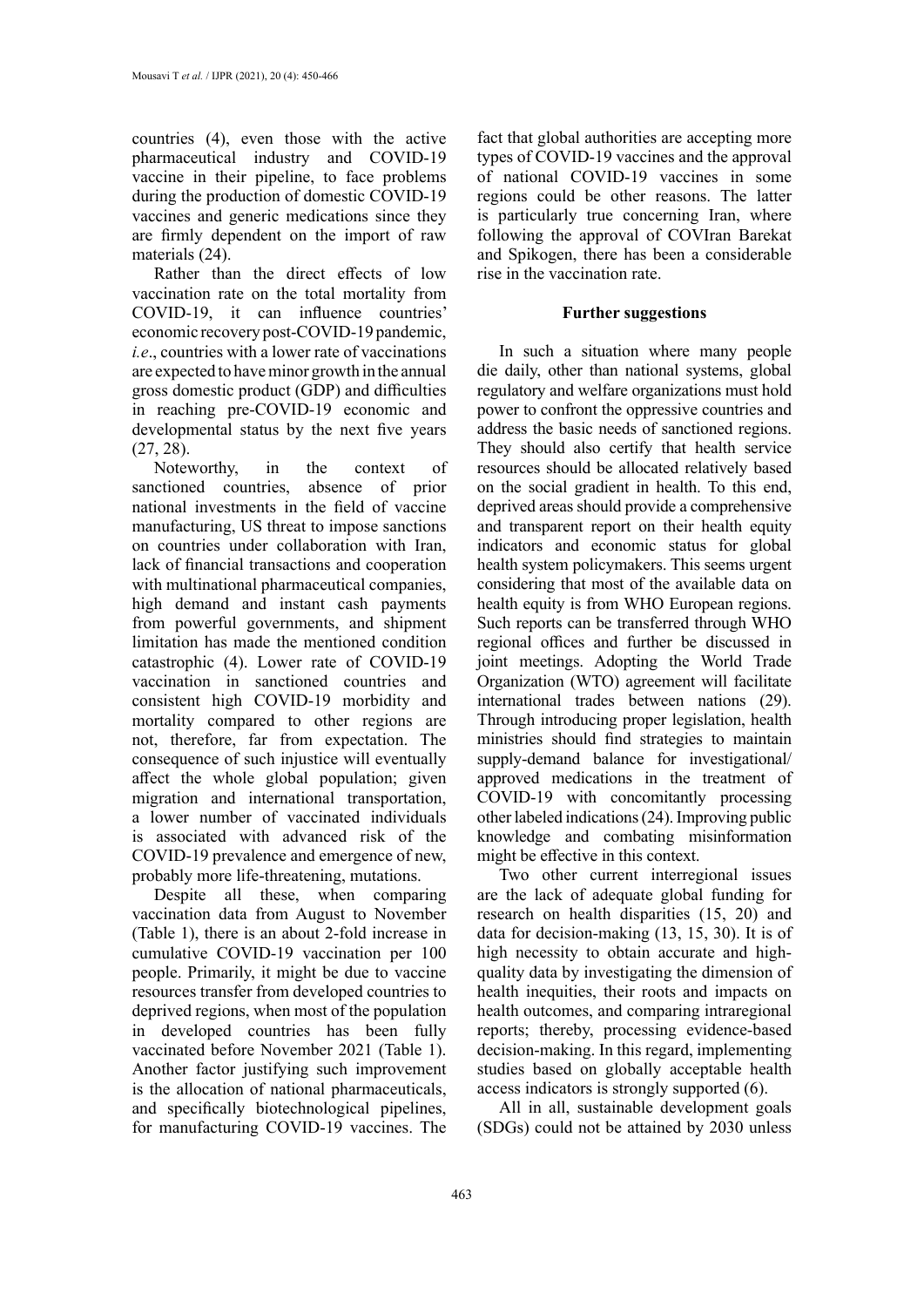countries (4), even those with the active pharmaceutical industry and COVID-19 vaccine in their pipeline, to face problems during the production of domestic COVID-19 vaccines and generic medications since they are firmly dependent on the import of raw materials (24).

Rather than the direct effects of low vaccination rate on the total mortality from COVID-19, it can influence countries' economic recovery post-COVID-19 pandemic, *i.e*., countries with a lower rate of vaccinations are expected to have minor growth in the annual gross domestic product (GDP) and difficulties in reaching pre-COVID-19 economic and developmental status by the next five years (27, 28).

Noteworthy, in the context of sanctioned countries, absence of prior national investments in the field of vaccine manufacturing, US threat to impose sanctions on countries under collaboration with Iran, lack of financial transactions and cooperation with multinational pharmaceutical companies, high demand and instant cash payments from powerful governments, and shipment limitation has made the mentioned condition catastrophic (4). Lower rate of COVID-19 vaccination in sanctioned countries and consistent high COVID-19 morbidity and mortality compared to other regions are not, therefore, far from expectation. The consequence of such injustice will eventually affect the whole global population; given migration and international transportation, a lower number of vaccinated individuals is associated with advanced risk of the COVID-19 prevalence and emergence of new, probably more life-threatening, mutations.

Despite all these, when comparing vaccination data from August to November (Table 1), there is an about 2-fold increase in cumulative COVID-19 vaccination per 100 people. Primarily, it might be due to vaccine resources transfer from developed countries to deprived regions, when most of the population in developed countries has been fully vaccinated before November 2021 (Table 1). Another factor justifying such improvement is the allocation of national pharmaceuticals, and specifically biotechnological pipelines, for manufacturing COVID-19 vaccines. The fact that global authorities are accepting more types of COVID-19 vaccines and the approval of national COVID-19 vaccines in some regions could be other reasons. The latter is particularly true concerning Iran, where following the approval of COVIran Barekat and Spikogen, there has been a considerable rise in the vaccination rate.

## Further suggestions

In such a situation where many people die daily, other than national systems, global regulatory and welfare organizations must hold power to confront the oppressive countries and address the basic needs of sanctioned regions. They should also certify that health service resources should be allocated relatively based on the social gradient in health. To this end, deprived areas should provide a comprehensive and transparent report on their health equity indicators and economic status for global health system policymakers. This seems urgent considering that most of the available data on health equity is from WHO European regions. Such reports can be transferred through WHO regional offices and further be discussed in joint meetings. Adopting the World Trade Organization (WTO) agreement will facilitate international trades between nations (29). Through introducing proper legislation, health ministries should find strategies to maintain supply-demand balance for investigational/approved medications in the treatment of COVID-19 with concomitantly processing other labeled indications (24). Improving public knowledge and combating misinformation might be effective in this context.

Two other current interregional issues are the lack of adequate global funding for research on health disparities (15, 20) and data for decision-making (13, 15, 30). It is of high necessity to obtain accurate and high-quality data by investigating the dimension of health inequities, their roots and impacts on health outcomes, and comparing intraregional reports; thereby, processing evidence-based decision-making. In this regard, implementing studies based on globally acceptable health access indicators is strongly supported (6).

All in all, sustainable development goals (SDGs) could not be attained by 2030 unless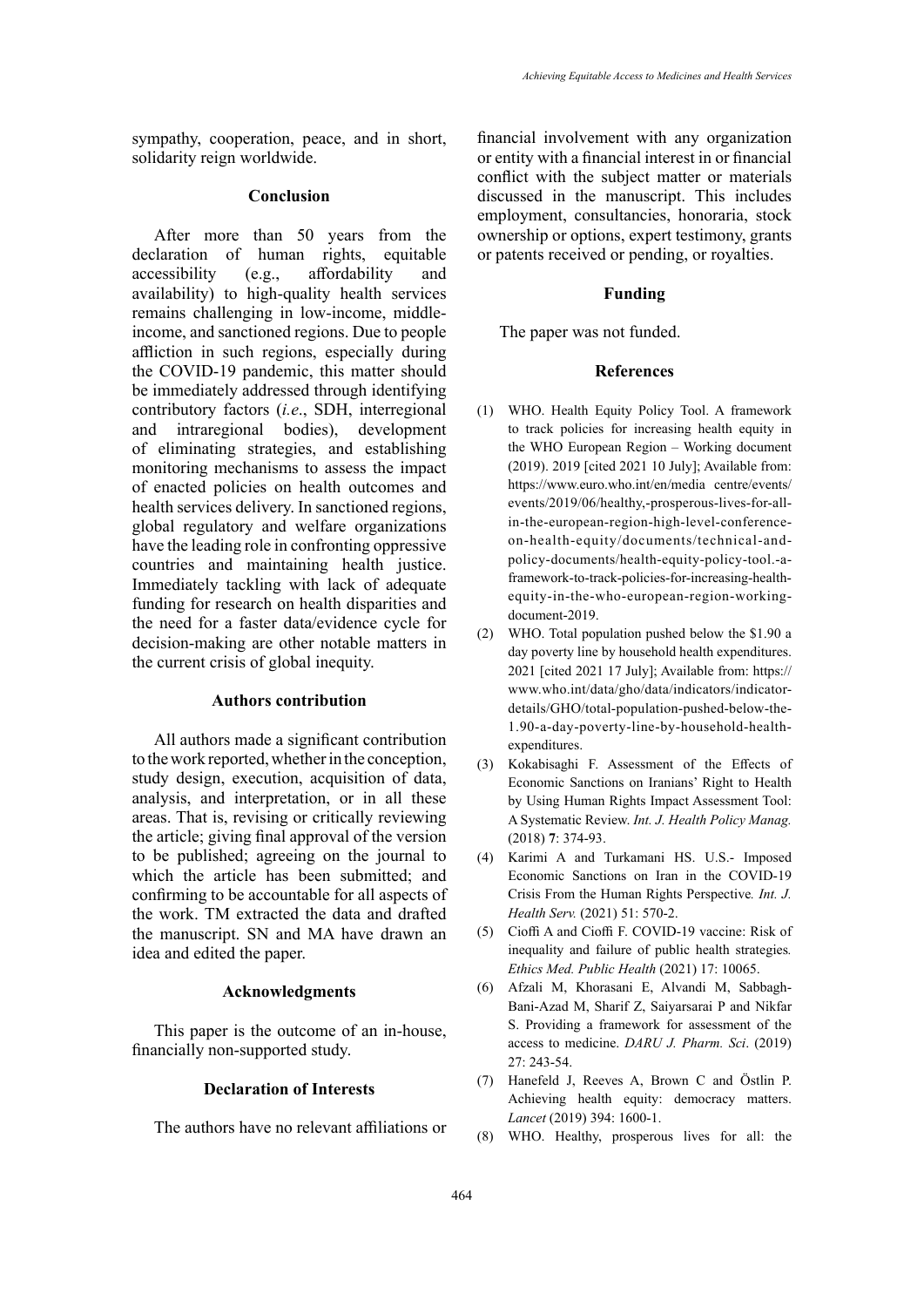sympathy, cooperation, peace, and in short, solidarity reign worldwide.

## Conclusion

After more than 50 years from the declaration of human rights, equitable accessibility (e.g., affordability and availability) to high-quality health services remains challenging in low-income, middle-income, and sanctioned regions. Due to people affliction in such regions, especially during the COVID-19 pandemic, this matter should be immediately addressed through identifying contributory factors (*i.e*., SDH, interregional and intraregional bodies), development of eliminating strategies, and establishing monitoring mechanisms to assess the impact of enacted policies on health outcomes and health services delivery. In sanctioned regions, global regulatory and welfare organizations have the leading role in confronting oppressive countries and maintaining health justice. Immediately tackling with lack of adequate funding for research on health disparities and the need for a faster data/evidence cycle for decision-making are other notable matters in the current crisis of global inequity.

## Authors contribution

All authors made a significant contribution to the work reported, whether in the conception, study design, execution, acquisition of data, analysis, and interpretation, or in all these areas. That is, revising or critically reviewing the article; giving final approval of the version to be published; agreeing on the journal to which the article has been submitted; and confirming to be accountable for all aspects of the work. TM extracted the data and drafted the manuscript. SN and MA have drawn an idea and edited the paper.

## Acknowledgments

This paper is the outcome of an in-house, financially non-supported study.

## Declaration of Interests

The authors have no relevant affiliations or financial involvement with any organization or entity with a financial interest in or financial conflict with the subject matter or materials discussed in the manuscript. This includes employment, consultancies, honoraria, stock ownership or options, expert testimony, grants or patents received or pending, or royalties.

## Funding

The paper was not funded.

## References

(1) WHO. Health Equity Policy Tool. A framework to track policies for increasing health equity in the WHO European Region – Working document (2019). 2019 [cited 2021 10 July]; Available from: https://www.euro.who.int/en/media centre/events/events/2019/06/healthy,-prosperous-lives-for-all-in-the-european-region-high-level-conference-on-health-equity/documents/technical-and-policy-documents/health-equity-policy-tool.-a-framework-to-track-policies-for-increasing-health-equity-in-the-who-european-region-working-document-2019.

(2) WHO. Total population pushed below the $1.90 a day poverty line by household health expenditures. 2021 [cited 2021 17 July]; Available from: https://www.who.int/data/gho/data/indicators/indicator-details/GHO/total-population-pushed-below-the-1.90-a-day-poverty-line-by-household-health-expenditures.

(3) Kokabisaghi F. Assessment of the Effects of Economic Sanctions on Iranians' Right to Health by Using Human Rights Impact Assessment Tool: A Systematic Review. *Int. J. Health Policy Manag.* (2018) **7**: 374-93.

(4) Karimi A and Turkamani HS. U.S.- Imposed Economic Sanctions on Iran in the COVID-19 Crisis From the Human Rights Perspective*. Int. J. Health Serv.* (2021) 51: 570-2.

(5) Cioffi A and Cioffi F. COVID-19 vaccine: Risk of inequality and failure of public health strategies*. Ethics Med. Public Health* (2021) 17: 10065.

(6) Afzali M, Khorasani E, Alvandi M, Sabbagh-Bani-Azad M, Sharif Z, Saiyarsarai P and Nikfar S. Providing a framework for assessment of the access to medicine. *DARU J. Pharm. Sci*. (2019) 27: 243-54.

(7) Hanefeld J, Reeves A, Brown C and Östlin P. Achieving health equity: democracy matters. *Lancet* (2019) 394: 1600-1.

(8) WHO. Healthy, prosperous lives for all: the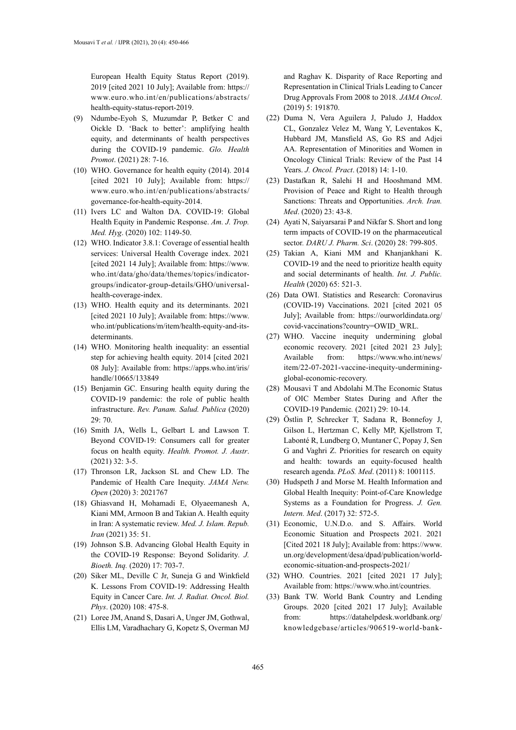European Health Equity Status Report (2019). 2019 [cited 2021 10 July]; Available from: https://www.euro.who.int/en/publications/abstracts/health-equity-status-report-2019.

(9) Ndumbe-Eyoh S, Muzumdar P, Betker C and Oickle D. 'Back to better': amplifying health equity, and determinants of health perspectives during the COVID-19 pandemic. *Glo. Health Promot*. (2021) 28: 7-16.

(10) WHO. Governance for health equity (2014). 2014 [cited 2021 10 July]; Available from: https://www.euro.who.int/en/publications/abstracts/governance-for-health-equity-2014.

(11) Ivers LC and Walton DA. COVID-19: Global Health Equity in Pandemic Response. *Am. J. Trop. Med. Hyg*. (2020) 102: 1149-50.

(12) WHO. Indicator 3.8.1: Coverage of essential health services: Universal Health Coverage index. 2021 [cited 2021 14 July]; Available from: https://www.who.int/data/gho/data/themes/topics/indicator-groups/indicator-group-details/GHO/universal-health-coverage-index.

(13) WHO. Health equity and its determinants. 2021 [cited 2021 10 July]; Available from: https://www.who.int/publications/m/item/health-equity-and-its-determinants.

(14) WHO. Monitoring health inequality: an essential step for achieving health equity. 2014 [cited 2021 08 July]: Available from: https://apps.who.int/iris/handle/10665/133849

(15) Benjamin GC. Ensuring health equity during the COVID-19 pandemic: the role of public health infrastructure. *Rev. Panam. Salud. Publica* (2020) 29: 70.

(16) Smith JA, Wells L, Gelbart L and Lawson T. Beyond COVID-19: Consumers call for greater focus on health equity. *Health. Promot. J. Austr*. (2021) 32: 3-5.

(17) Thronson LR, Jackson SL and Chew LD. The Pandemic of Health Care Inequity. *JAMA Netw. Open* (2020) 3: 2021767

(18) Ghiasvand H, Mohamadi E, Olyaeemanesh A, Kiani MM, Armoon B and Takian A. Health equity in Iran: A systematic review. *Med. J. Islam. Repub. Iran* (2021) 35: 51.

(19) Johnson S.B. Advancing Global Health Equity in the COVID-19 Response: Beyond Solidarity. *J. Bioeth. Inq.* (2020) 17: 703-7.

(20) Siker ML, Deville C Jr, Suneja G and Winkfield K. Lessons From COVID-19: Addressing Health Equity in Cancer Care. *Int. J. Radiat. Oncol. Biol. Phys*. (2020) 108: 475-8.

(21) Loree JM, Anand S, Dasari A, Unger JM, Gothwal, Ellis LM, Varadhachary G, Kopetz S, Overman MJ and Raghav K. Disparity of Race Reporting and Representation in Clinical Trials Leading to Cancer Drug Approvals From 2008 to 2018. *JAMA Oncol*. (2019) 5: 191870.

(22) Duma N, Vera Aguilera J, Paludo J, Haddox CL, Gonzalez Velez M, Wang Y, Leventakos K, Hubbard JM, Mansfield AS, Go RS and Adjei AA. Representation of Minorities and Women in Oncology Clinical Trials: Review of the Past 14 Years. *J. Oncol. Pract*. (2018) 14: 1-10.

(23) Dastafkan R, Salehi H and Hooshmand MM. Provision of Peace and Right to Health through Sanctions: Threats and Opportunities. *Arch. Iran. Med*. (2020) 23: 43-8.

(24) Ayati N, Saiyarsarai P and Nikfar S. Short and long term impacts of COVID-19 on the pharmaceutical sector. *DARU J. Pharm. Sci*. (2020) 28: 799-805.

(25) Takian A, Kiani MM and Khanjankhani K. COVID-19 and the need to prioritize health equity and social determinants of health. *Int. J. Public. Health* (2020) 65: 521-3.

(26) Data OWI. Statistics and Research: Coronavirus (COVID-19) Vaccinations. 2021 [cited 2021 05 July]; Available from: https://ourworldindata.org/covid-vaccinations?country=OWID_WRL.

(27) WHO. Vaccine inequity undermining global economic recovery. 2021 [cited 2021 23 July]; Available from: https://www.who.int/news/item/22-07-2021-vaccine-inequity-undermining-global-economic-recovery.

(28) Mousavi T and Abdolahi M.The Economic Status of OIC Member States During and After the COVID-19 Pandemic*.* (2021) 29: 10-14.

(29) Östlin P, Schrecker T, Sadana R, Bonnefoy J, Gilson L, Hertzman C, Kelly MP, Kjellstrom T, Labonté R, Lundberg O, Muntaner C, Popay J, Sen G and Vaghri Z. Priorities for research on equity and health: towards an equity-focused health research agenda. *PLoS. Med*. (2011) 8: 1001115.

(30) Hudspeth J and Morse M. Health Information and Global Health Inequity: Point-of-Care Knowledge Systems as a Foundation for Progress. *J. Gen. Intern. Med*. (2017) 32: 572-5.

(31) Economic, U.N.D.o. and S. Affairs. World Economic Situation and Prospects 2021. 2021 [Cited 2021 18 July]; Available from: https://www.un.org/development/desa/dpad/publication/world-economic-situation-and-prospects-2021/

(32) WHO. Countries. 2021 [cited 2021 17 July]; Available from: https://www.who.int/countries.

(33) Bank TW. World Bank Country and Lending Groups. 2020 [cited 2021 17 July]; Available from: https://datahelpdesk.worldbank.org/knowledgebase/articles/906519-world-bank-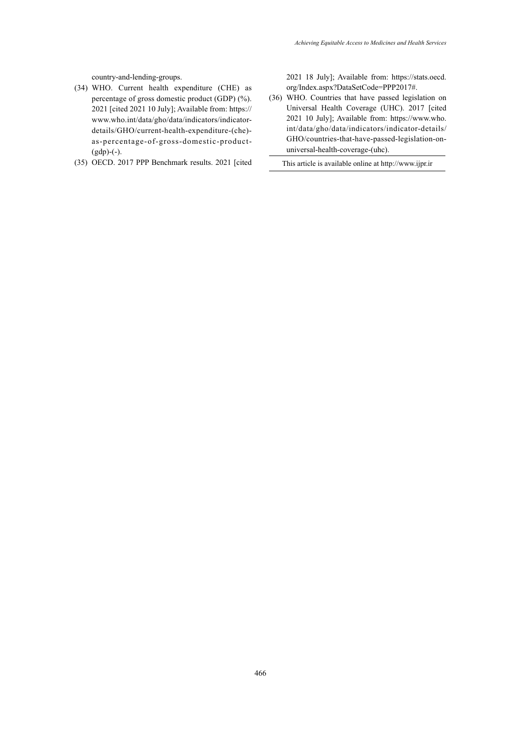country-and-lending-groups.

(34) WHO. Current health expenditure (CHE) as percentage of gross domestic product (GDP) (%). 2021 [cited 2021 10 July]; Available from: https://www.who.int/data/gho/data/indicators/indicator-details/GHO/current-health-expenditure-(che)-as-percentage-of-gross-domestic-product-(gdp)-(-).

(35) OECD. 2017 PPP Benchmark results. 2021 [cited 2021 18 July]; Available from: https://stats.oecd.org/Index.aspx?DataSetCode=PPP2017#.

(36) WHO. Countries that have passed legislation on Universal Health Coverage (UHC). 2017 [cited 2021 10 July]; Available from: https://www.who.int/data/gho/data/indicators/indicator-details/GHO/countries-that-have-passed-legislation-on-universal-health-coverage-(uhc).

This article is available online at http://www.ijpr.ir